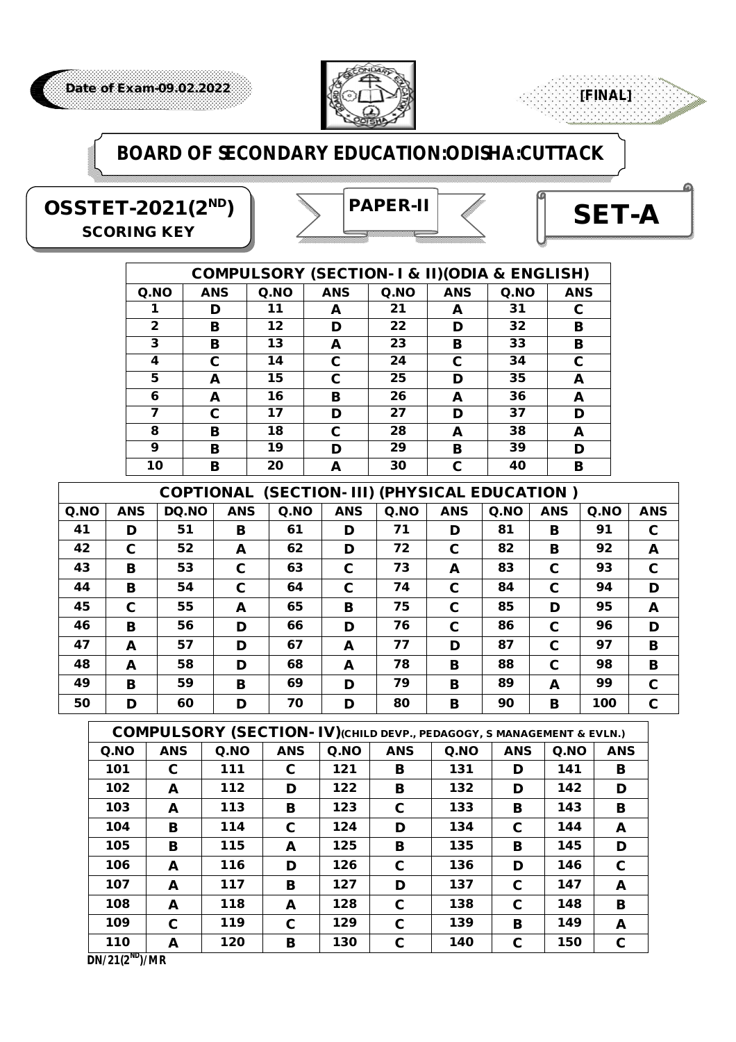Date of Exam-09.02.2022

[FINAL]

# BOARD OF SECONDARY EDUCATION:ODISHA:CUTTACK

**OSSTET-2021(2ND)**
**SCORING KEY**

**PAPER-II**

**SET-A**

| COMPULSORY (SECTION- I & II)(ODIA & ENGLISH) | | | | | | | |
|---|---|---|---|---|---|---|---|
| Q.NO | ANS | Q.NO | ANS | Q.NO | ANS | Q.NO | ANS |
| 1 | D | 11 | A | 21 | A | 31 | C |
| 2 | B | 12 | D | 22 | D | 32 | B |
| 3 | B | 13 | A | 23 | B | 33 | B |
| 4 | C | 14 | C | 24 | C | 34 | C |
| 5 | A | 15 | C | 25 | D | 35 | A |
| 6 | A | 16 | B | 26 | A | 36 | A |
| 7 | C | 17 | D | 27 | D | 37 | D |
| 8 | B | 18 | C | 28 | A | 38 | A |
| 9 | B | 19 | D | 29 | B | 39 | D |
| 10 | B | 20 | A | 30 | C | 40 | B |

| COPTIONAL (SECTION- III) (PHYSICAL EDUCATION ) | | | | | | | | | | | |
|---|---|---|---|---|---|---|---|---|---|---|---|
| Q.NO | ANS | DQ.NO | ANS | Q.NO | ANS | Q.NO | ANS | Q.NO | ANS | Q.NO | ANS |
| 41 | D | 51 | B | 61 | D | 71 | D | 81 | B | 91 | C |
| 42 | C | 52 | A | 62 | D | 72 | C | 82 | B | 92 | A |
| 43 | B | 53 | C | 63 | C | 73 | A | 83 | C | 93 | C |
| 44 | B | 54 | C | 64 | C | 74 | C | 84 | C | 94 | D |
| 45 | C | 55 | A | 65 | B | 75 | C | 85 | D | 95 | A |
| 46 | B | 56 | D | 66 | D | 76 | C | 86 | C | 96 | D |
| 47 | A | 57 | D | 67 | A | 77 | D | 87 | C | 97 | B |
| 48 | A | 58 | D | 68 | A | 78 | B | 88 | C | 98 | B |
| 49 | B | 59 | B | 69 | D | 79 | B | 89 | A | 99 | C |
| 50 | D | 60 | D | 70 | D | 80 | B | 90 | B | 100 | C |

| COMPULSORY (SECTION- IV)(CHILD DEVP., PEDAGOGY, S MANAGEMENT & EVLN.) | | | | | | | | | |
|---|---|---|---|---|---|---|---|---|---|
| Q.NO | ANS | Q.NO | ANS | Q.NO | ANS | Q.NO | ANS | Q.NO | ANS |
| 101 | C | 111 | C | 121 | B | 131 | D | 141 | B |
| 102 | A | 112 | D | 122 | B | 132 | D | 142 | D |
| 103 | A | 113 | B | 123 | C | 133 | B | 143 | B |
| 104 | B | 114 | C | 124 | D | 134 | C | 144 | A |
| 105 | B | 115 | A | 125 | B | 135 | B | 145 | D |
| 106 | A | 116 | D | 126 | C | 136 | D | 146 | C |
| 107 | A | 117 | B | 127 | D | 137 | C | 147 | A |
| 108 | A | 118 | A | 128 | C | 138 | C | 148 | B |
| 109 | C | 119 | C | 129 | C | 139 | B | 149 | A |
| 110 | A | 120 | B | 130 | C | 140 | C | 150 | C |

DN/21(2ND)/MR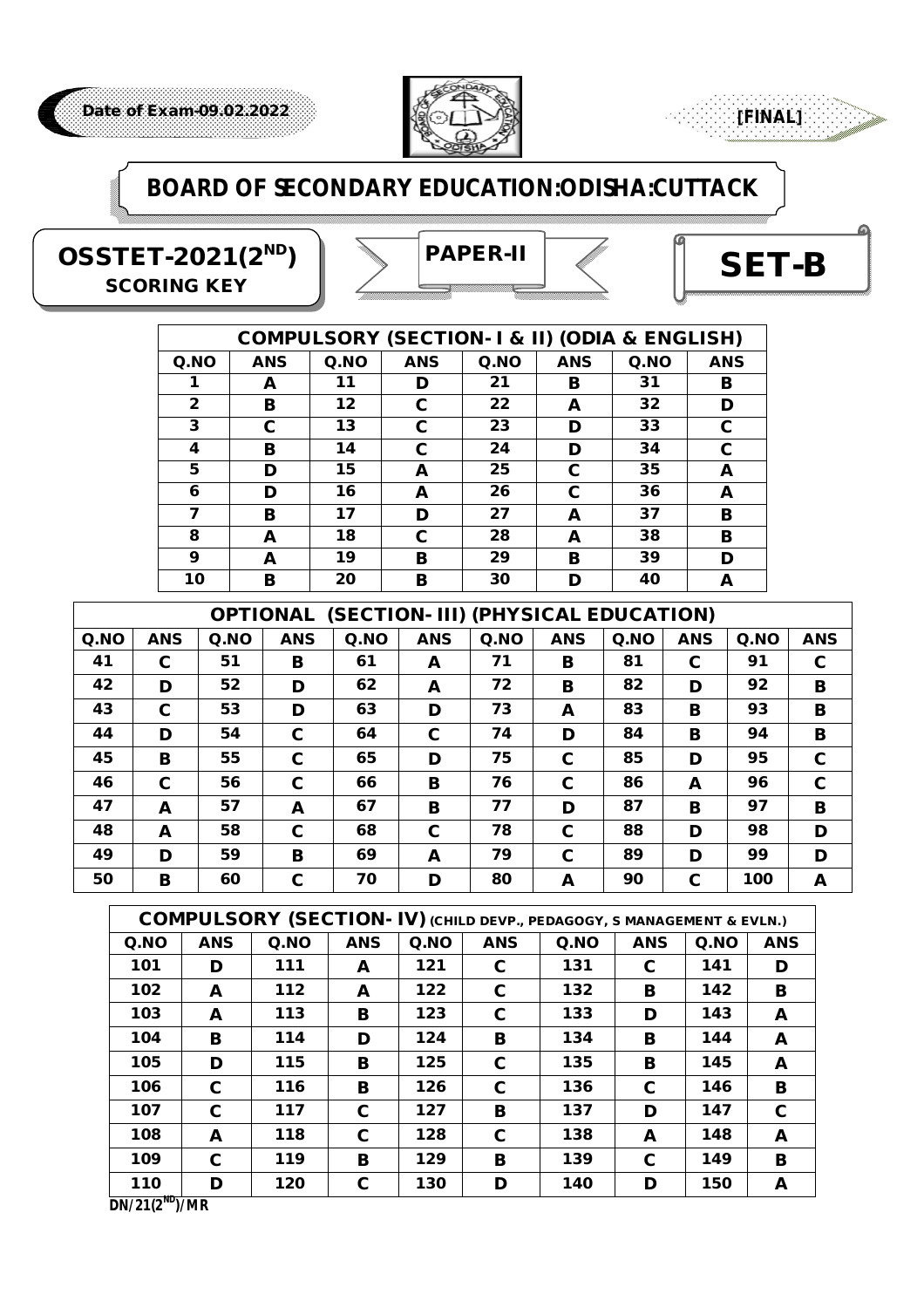Date of Exam-09.02.2022

[FINAL]

# BOARD OF SECONDARY EDUCATION:ODISHA:CUTTACK

**OSSTET-2021(2ND)**
**SCORING KEY**

**PAPER-II**

**SET-B**

| COMPULSORY (SECTION- I & II) (ODIA & ENGLISH) | | | | | | | |
|---|---|---|---|---|---|---|---|
| Q.NO | ANS | Q.NO | ANS | Q.NO | ANS | Q.NO | ANS |
| 1 | A | 11 | D | 21 | B | 31 | B |
| 2 | B | 12 | C | 22 | A | 32 | D |
| 3 | C | 13 | C | 23 | D | 33 | C |
| 4 | B | 14 | C | 24 | D | 34 | C |
| 5 | D | 15 | A | 25 | C | 35 | A |
| 6 | D | 16 | A | 26 | C | 36 | A |
| 7 | B | 17 | D | 27 | A | 37 | B |
| 8 | A | 18 | C | 28 | A | 38 | B |
| 9 | A | 19 | B | 29 | B | 39 | D |
| 10 | B | 20 | B | 30 | D | 40 | A |

| OPTIONAL (SECTION- III) (PHYSICAL EDUCATION) | | | | | | | | | | | |
|---|---|---|---|---|---|---|---|---|---|---|---|
| Q.NO | ANS | Q.NO | ANS | Q.NO | ANS | Q.NO | ANS | Q.NO | ANS | Q.NO | ANS |
| 41 | C | 51 | B | 61 | A | 71 | B | 81 | C | 91 | C |
| 42 | D | 52 | D | 62 | A | 72 | B | 82 | D | 92 | B |
| 43 | C | 53 | D | 63 | D | 73 | A | 83 | B | 93 | B |
| 44 | D | 54 | C | 64 | C | 74 | D | 84 | B | 94 | B |
| 45 | B | 55 | C | 65 | D | 75 | C | 85 | D | 95 | C |
| 46 | C | 56 | C | 66 | B | 76 | C | 86 | A | 96 | C |
| 47 | A | 57 | A | 67 | B | 77 | D | 87 | B | 97 | B |
| 48 | A | 58 | C | 68 | C | 78 | C | 88 | D | 98 | D |
| 49 | D | 59 | B | 69 | A | 79 | C | 89 | D | 99 | D |
| 50 | B | 60 | C | 70 | D | 80 | A | 90 | C | 100 | A |

| COMPULSORY (SECTION- IV) (CHILD DEVP., PEDAGOGY, S MANAGEMENT & EVLN.) | | | | | | | | | |
|---|---|---|---|---|---|---|---|---|---|
| Q.NO | ANS | Q.NO | ANS | Q.NO | ANS | Q.NO | ANS | Q.NO | ANS |
| 101 | D | 111 | A | 121 | C | 131 | C | 141 | D |
| 102 | A | 112 | A | 122 | C | 132 | B | 142 | B |
| 103 | A | 113 | B | 123 | C | 133 | D | 143 | A |
| 104 | B | 114 | D | 124 | B | 134 | B | 144 | A |
| 105 | D | 115 | B | 125 | C | 135 | B | 145 | A |
| 106 | C | 116 | B | 126 | C | 136 | C | 146 | B |
| 107 | C | 117 | C | 127 | B | 137 | D | 147 | C |
| 108 | A | 118 | C | 128 | C | 138 | A | 148 | A |
| 109 | C | 119 | B | 129 | B | 139 | C | 149 | B |
| 110 | D | 120 | C | 130 | D | 140 | D | 150 | A |

DN/21(2ND)/MR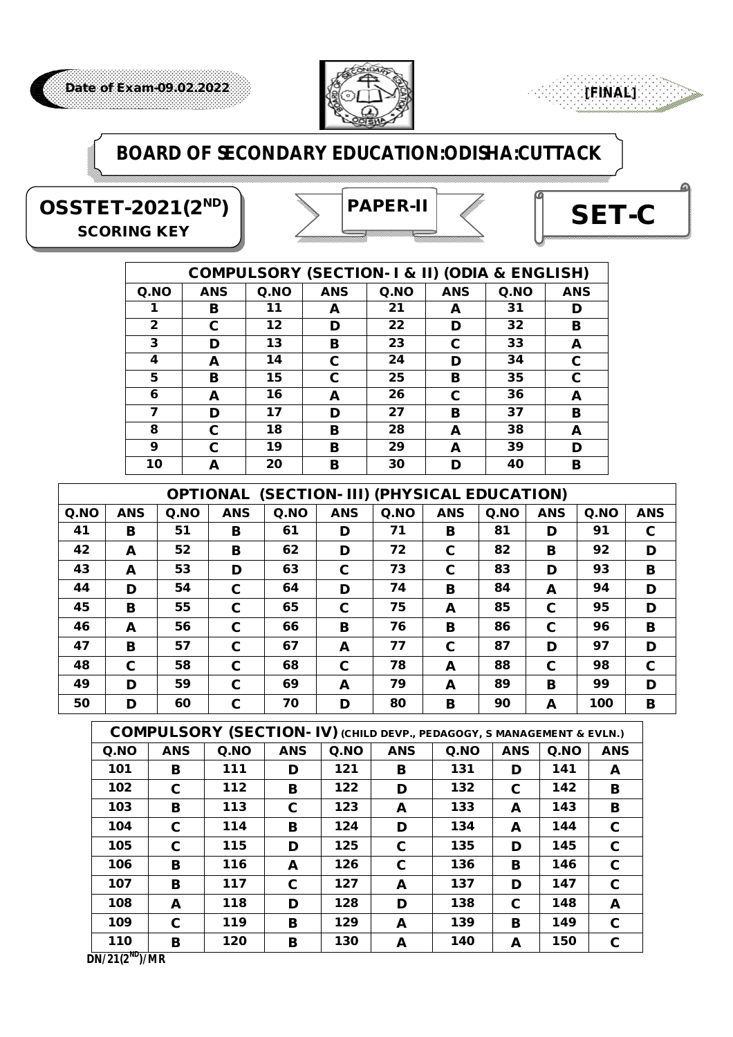Date of Exam-09.02.2022

[FINAL]

# BOARD OF SECONDARY EDUCATION:ODISHA:CUTTACK

## OSSTET-2021(2ND) SCORING KEY

## PAPER-II

## SET-C

| COMPULSORY (SECTION- I & II) (ODIA & ENGLISH) | | | | | | | |
|---|---|---|---|---|---|---|---|
| Q.NO | ANS | Q.NO | ANS | Q.NO | ANS | Q.NO | ANS |
| 1 | B | 11 | A | 21 | A | 31 | D |
| 2 | C | 12 | D | 22 | D | 32 | B |
| 3 | D | 13 | B | 23 | C | 33 | A |
| 4 | A | 14 | C | 24 | D | 34 | C |
| 5 | B | 15 | C | 25 | B | 35 | C |
| 6 | A | 16 | A | 26 | C | 36 | A |
| 7 | D | 17 | D | 27 | B | 37 | B |
| 8 | C | 18 | B | 28 | A | 38 | A |
| 9 | C | 19 | B | 29 | A | 39 | D |
| 10 | A | 20 | B | 30 | D | 40 | B |

| OPTIONAL (SECTION- III) (PHYSICAL EDUCATION) | | | | | | | | | | | |
|---|---|---|---|---|---|---|---|---|---|---|---|
| Q.NO | ANS | Q.NO | ANS | Q.NO | ANS | Q.NO | ANS | Q.NO | ANS | Q.NO | ANS |
| 41 | B | 51 | B | 61 | D | 71 | B | 81 | D | 91 | C |
| 42 | A | 52 | B | 62 | D | 72 | C | 82 | B | 92 | D |
| 43 | A | 53 | D | 63 | C | 73 | C | 83 | D | 93 | B |
| 44 | D | 54 | C | 64 | D | 74 | B | 84 | A | 94 | D |
| 45 | B | 55 | C | 65 | C | 75 | A | 85 | C | 95 | D |
| 46 | A | 56 | C | 66 | B | 76 | B | 86 | C | 96 | B |
| 47 | B | 57 | C | 67 | A | 77 | C | 87 | D | 97 | D |
| 48 | C | 58 | C | 68 | C | 78 | A | 88 | C | 98 | C |
| 49 | D | 59 | C | 69 | A | 79 | A | 89 | B | 99 | D |
| 50 | D | 60 | C | 70 | D | 80 | B | 90 | A | 100 | B |

| COMPULSORY (SECTION- IV) (CHILD DEVP., PEDAGOGY, S MANAGEMENT & EVLN.) | | | | | | | | | |
|---|---|---|---|---|---|---|---|---|---|
| Q.NO | ANS | Q.NO | ANS | Q.NO | ANS | Q.NO | ANS | Q.NO | ANS |
| 101 | B | 111 | D | 121 | B | 131 | D | 141 | A |
| 102 | C | 112 | B | 122 | D | 132 | C | 142 | B |
| 103 | B | 113 | C | 123 | A | 133 | A | 143 | B |
| 104 | C | 114 | B | 124 | D | 134 | A | 144 | C |
| 105 | C | 115 | D | 125 | C | 135 | D | 145 | C |
| 106 | B | 116 | A | 126 | C | 136 | B | 146 | C |
| 107 | B | 117 | C | 127 | A | 137 | D | 147 | C |
| 108 | A | 118 | D | 128 | D | 138 | C | 148 | A |
| 109 | C | 119 | B | 129 | A | 139 | B | 149 | C |
| 110 | B | 120 | B | 130 | A | 140 | A | 150 | C |

DN/21(2ND)/MR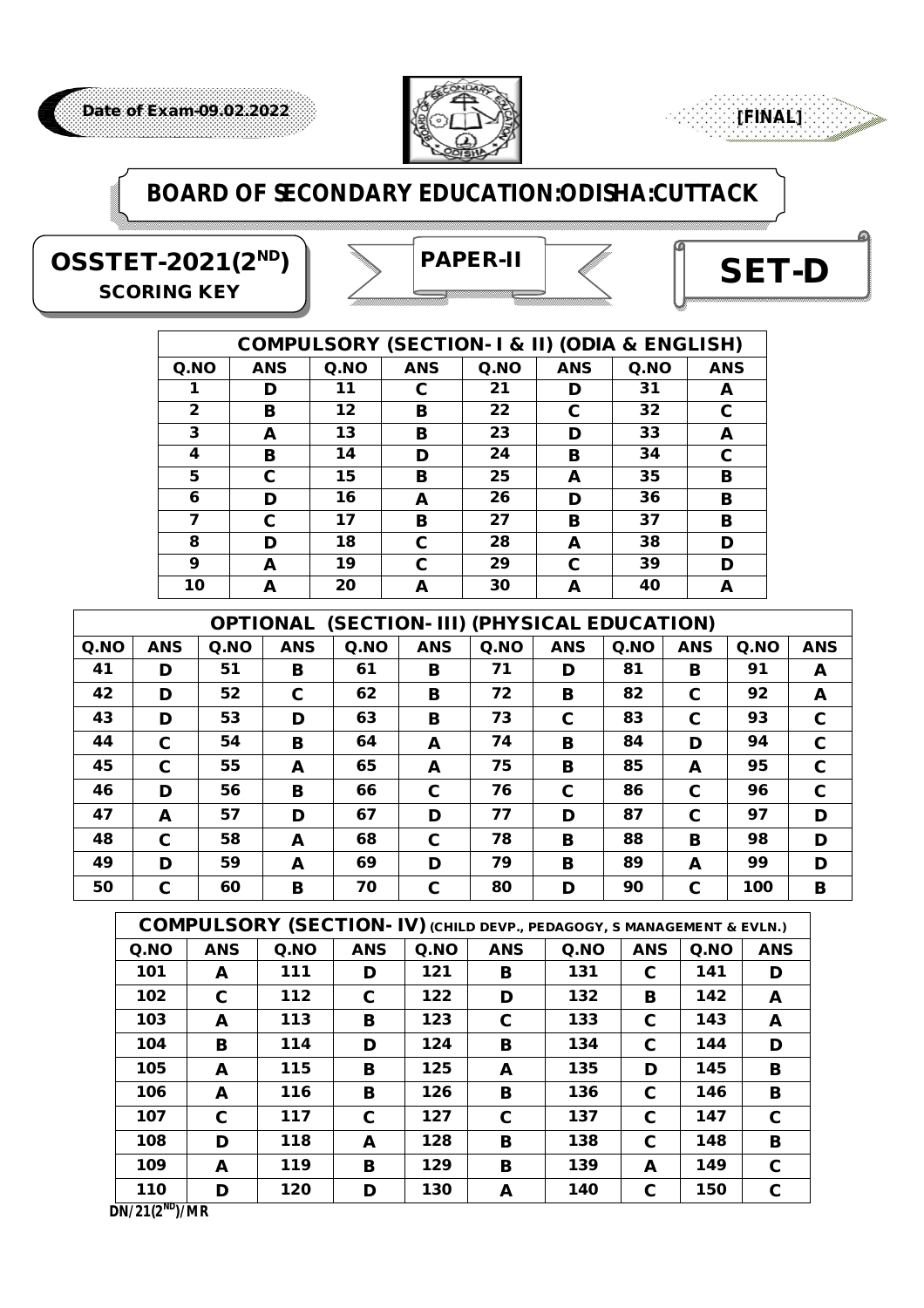Date of Exam-09.02.2022

[FINAL]

# BOARD OF SECONDARY EDUCATION:ODISHA:CUTTACK

**OSSTET-2021(2ND)**
**SCORING KEY**

**PAPER-II**

**SET-D**

| COMPULSORY (SECTION- I & II) (ODIA & ENGLISH) | | | | | | | |
|---|---|---|---|---|---|---|---|
| Q.NO | ANS | Q.NO | ANS | Q.NO | ANS | Q.NO | ANS |
| 1 | D | 11 | C | 21 | D | 31 | A |
| 2 | B | 12 | B | 22 | C | 32 | C |
| 3 | A | 13 | B | 23 | D | 33 | A |
| 4 | B | 14 | D | 24 | B | 34 | C |
| 5 | C | 15 | B | 25 | A | 35 | B |
| 6 | D | 16 | A | 26 | D | 36 | B |
| 7 | C | 17 | B | 27 | B | 37 | B |
| 8 | D | 18 | C | 28 | A | 38 | D |
| 9 | A | 19 | C | 29 | C | 39 | D |
| 10 | A | 20 | A | 30 | A | 40 | A |

| OPTIONAL (SECTION- III) (PHYSICAL EDUCATION) | | | | | | | | | | | |
|---|---|---|---|---|---|---|---|---|---|---|---|
| Q.NO | ANS | Q.NO | ANS | Q.NO | ANS | Q.NO | ANS | Q.NO | ANS | Q.NO | ANS |
| 41 | D | 51 | B | 61 | B | 71 | D | 81 | B | 91 | A |
| 42 | D | 52 | C | 62 | B | 72 | B | 82 | C | 92 | A |
| 43 | D | 53 | D | 63 | B | 73 | C | 83 | C | 93 | C |
| 44 | C | 54 | B | 64 | A | 74 | B | 84 | D | 94 | C |
| 45 | C | 55 | A | 65 | A | 75 | B | 85 | A | 95 | C |
| 46 | D | 56 | B | 66 | C | 76 | C | 86 | C | 96 | C |
| 47 | A | 57 | D | 67 | D | 77 | D | 87 | C | 97 | D |
| 48 | C | 58 | A | 68 | C | 78 | B | 88 | B | 98 | D |
| 49 | D | 59 | A | 69 | D | 79 | B | 89 | A | 99 | D |
| 50 | C | 60 | B | 70 | C | 80 | D | 90 | C | 100 | B |

| COMPULSORY (SECTION- IV) (CHILD DEVP., PEDAGOGY, S MANAGEMENT & EVLN.) | | | | | | | | | |
|---|---|---|---|---|---|---|---|---|---|
| Q.NO | ANS | Q.NO | ANS | Q.NO | ANS | Q.NO | ANS | Q.NO | ANS |
| 101 | A | 111 | D | 121 | B | 131 | C | 141 | D |
| 102 | C | 112 | C | 122 | D | 132 | B | 142 | A |
| 103 | A | 113 | B | 123 | C | 133 | C | 143 | A |
| 104 | B | 114 | D | 124 | B | 134 | C | 144 | D |
| 105 | A | 115 | B | 125 | A | 135 | D | 145 | B |
| 106 | A | 116 | B | 126 | B | 136 | C | 146 | B |
| 107 | C | 117 | C | 127 | C | 137 | C | 147 | C |
| 108 | D | 118 | A | 128 | B | 138 | C | 148 | B |
| 109 | A | 119 | B | 129 | B | 139 | A | 149 | C |
| 110 | D | 120 | D | 130 | A | 140 | C | 150 | C |

DN/21(2ND)/MR